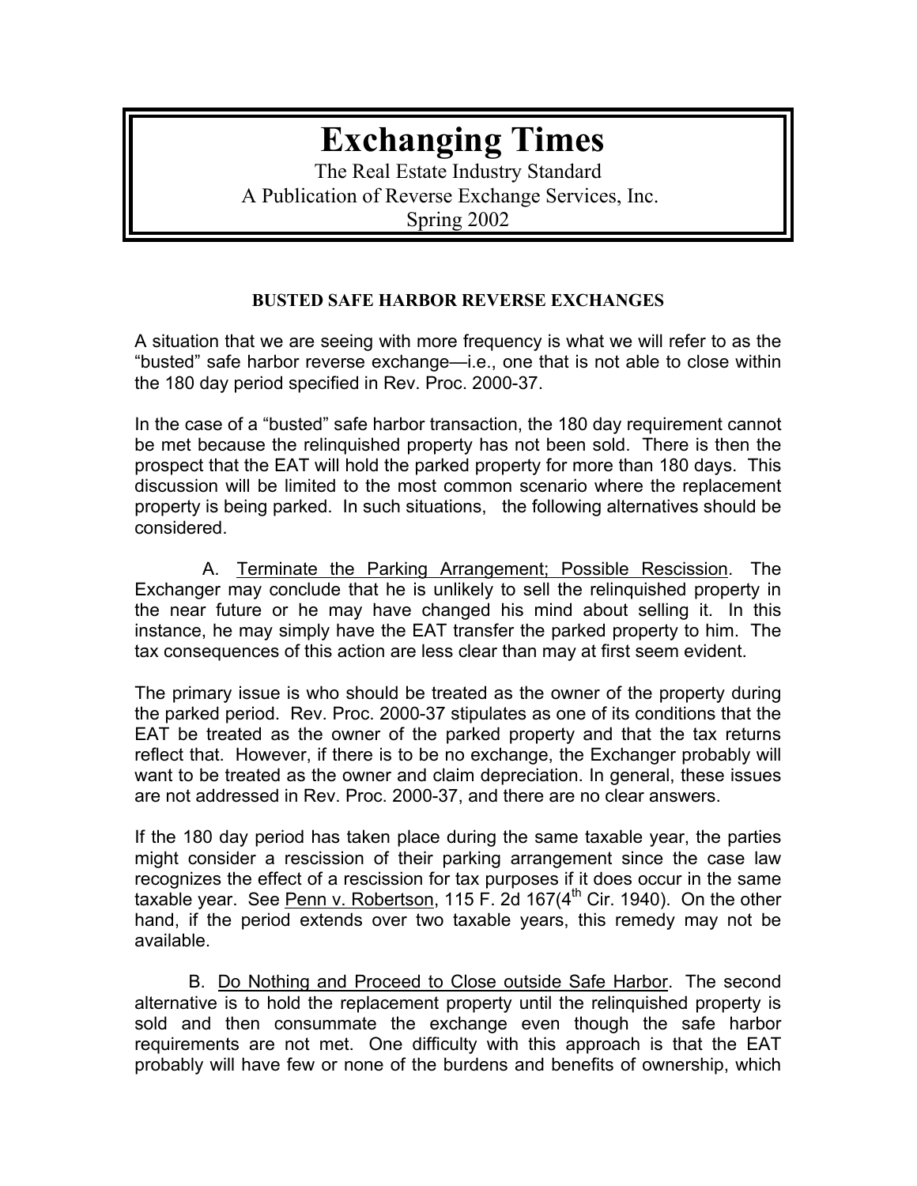# Exchanging Times

The Real Estate Industry Standard
A Publication of Reverse Exchange Services, Inc.
Spring 2002

## BUSTED SAFE HARBOR REVERSE EXCHANGES

A situation that we are seeing with more frequency is what we will refer to as the "busted" safe harbor reverse exchange—i.e., one that is not able to close within the 180 day period specified in Rev. Proc. 2000-37.

In the case of a "busted" safe harbor transaction, the 180 day requirement cannot be met because the relinquished property has not been sold. There is then the prospect that the EAT will hold the parked property for more than 180 days. This discussion will be limited to the most common scenario where the replacement property is being parked. In such situations, the following alternatives should be considered.

A. <u>Terminate the Parking Arrangement; Possible Rescission</u>. The Exchanger may conclude that he is unlikely to sell the relinquished property in the near future or he may have changed his mind about selling it. In this instance, he may simply have the EAT transfer the parked property to him. The tax consequences of this action are less clear than may at first seem evident.

The primary issue is who should be treated as the owner of the property during the parked period. Rev. Proc. 2000-37 stipulates as one of its conditions that the EAT be treated as the owner of the parked property and that the tax returns reflect that. However, if there is to be no exchange, the Exchanger probably will want to be treated as the owner and claim depreciation. In general, these issues are not addressed in Rev. Proc. 2000-37, and there are no clear answers.

If the 180 day period has taken place during the same taxable year, the parties might consider a rescission of their parking arrangement since the case law recognizes the effect of a rescission for tax purposes if it does occur in the same taxable year. See <u>Penn v. Robertson</u>, 115 F. 2d 167(4th Cir. 1940). On the other hand, if the period extends over two taxable years, this remedy may not be available.

B. <u>Do Nothing and Proceed to Close outside Safe Harbor</u>. The second alternative is to hold the replacement property until the relinquished property is sold and then consummate the exchange even though the safe harbor requirements are not met. One difficulty with this approach is that the EAT probably will have few or none of the burdens and benefits of ownership, which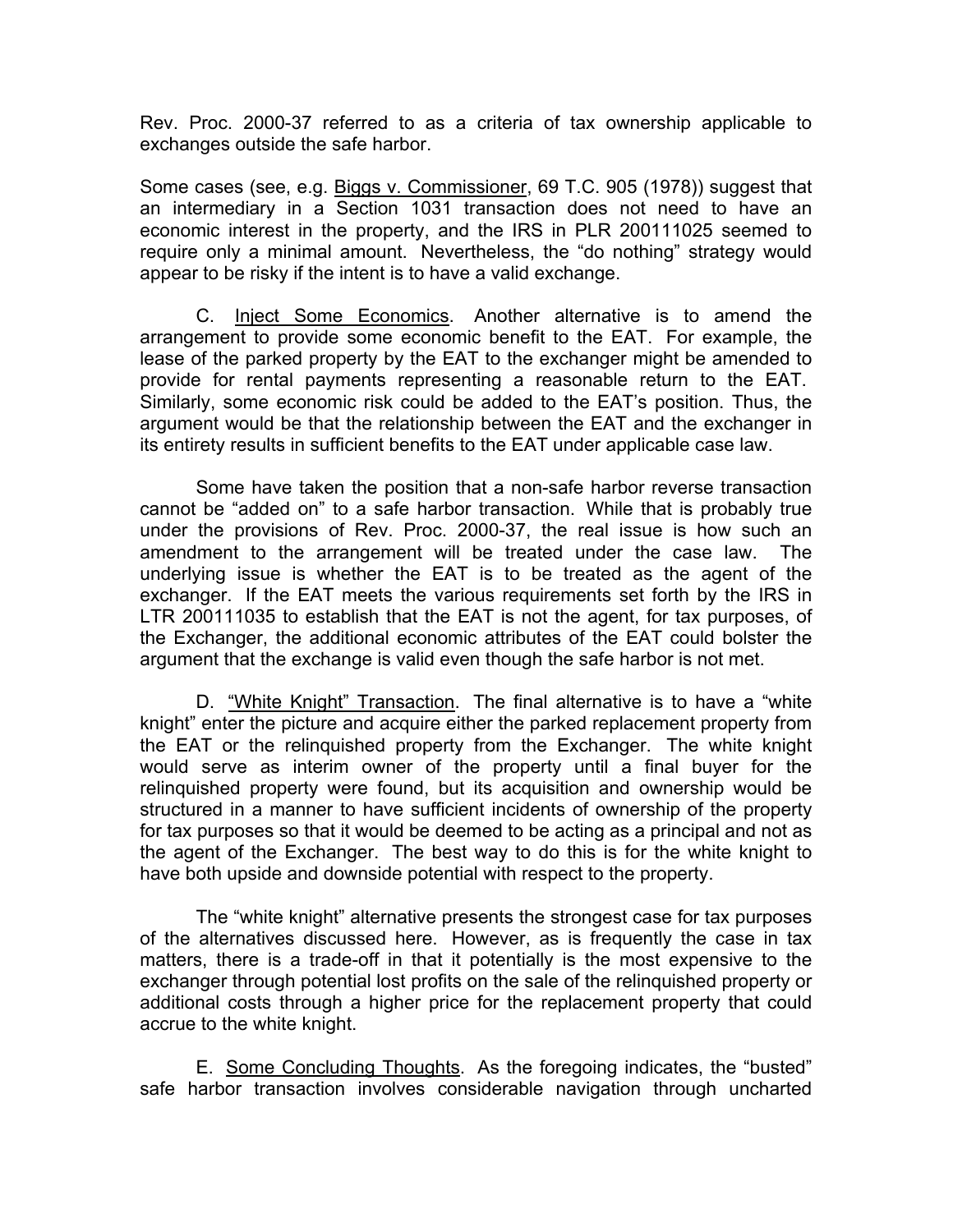Rev. Proc. 2000-37 referred to as a criteria of tax ownership applicable to exchanges outside the safe harbor.

Some cases (see, e.g. Biggs v. Commissioner, 69 T.C. 905 (1978)) suggest that an intermediary in a Section 1031 transaction does not need to have an economic interest in the property, and the IRS in PLR 200111025 seemed to require only a minimal amount. Nevertheless, the "do nothing" strategy would appear to be risky if the intent is to have a valid exchange.

C. Inject Some Economics. Another alternative is to amend the arrangement to provide some economic benefit to the EAT. For example, the lease of the parked property by the EAT to the exchanger might be amended to provide for rental payments representing a reasonable return to the EAT. Similarly, some economic risk could be added to the EAT's position. Thus, the argument would be that the relationship between the EAT and the exchanger in its entirety results in sufficient benefits to the EAT under applicable case law.

Some have taken the position that a non-safe harbor reverse transaction cannot be "added on" to a safe harbor transaction. While that is probably true under the provisions of Rev. Proc. 2000-37, the real issue is how such an amendment to the arrangement will be treated under the case law. The underlying issue is whether the EAT is to be treated as the agent of the exchanger. If the EAT meets the various requirements set forth by the IRS in LTR 200111035 to establish that the EAT is not the agent, for tax purposes, of the Exchanger, the additional economic attributes of the EAT could bolster the argument that the exchange is valid even though the safe harbor is not met.

D. "White Knight" Transaction. The final alternative is to have a "white knight" enter the picture and acquire either the parked replacement property from the EAT or the relinquished property from the Exchanger. The white knight would serve as interim owner of the property until a final buyer for the relinquished property were found, but its acquisition and ownership would be structured in a manner to have sufficient incidents of ownership of the property for tax purposes so that it would be deemed to be acting as a principal and not as the agent of the Exchanger. The best way to do this is for the white knight to have both upside and downside potential with respect to the property.

The "white knight" alternative presents the strongest case for tax purposes of the alternatives discussed here. However, as is frequently the case in tax matters, there is a trade-off in that it potentially is the most expensive to the exchanger through potential lost profits on the sale of the relinquished property or additional costs through a higher price for the replacement property that could accrue to the white knight.

E. Some Concluding Thoughts. As the foregoing indicates, the "busted" safe harbor transaction involves considerable navigation through uncharted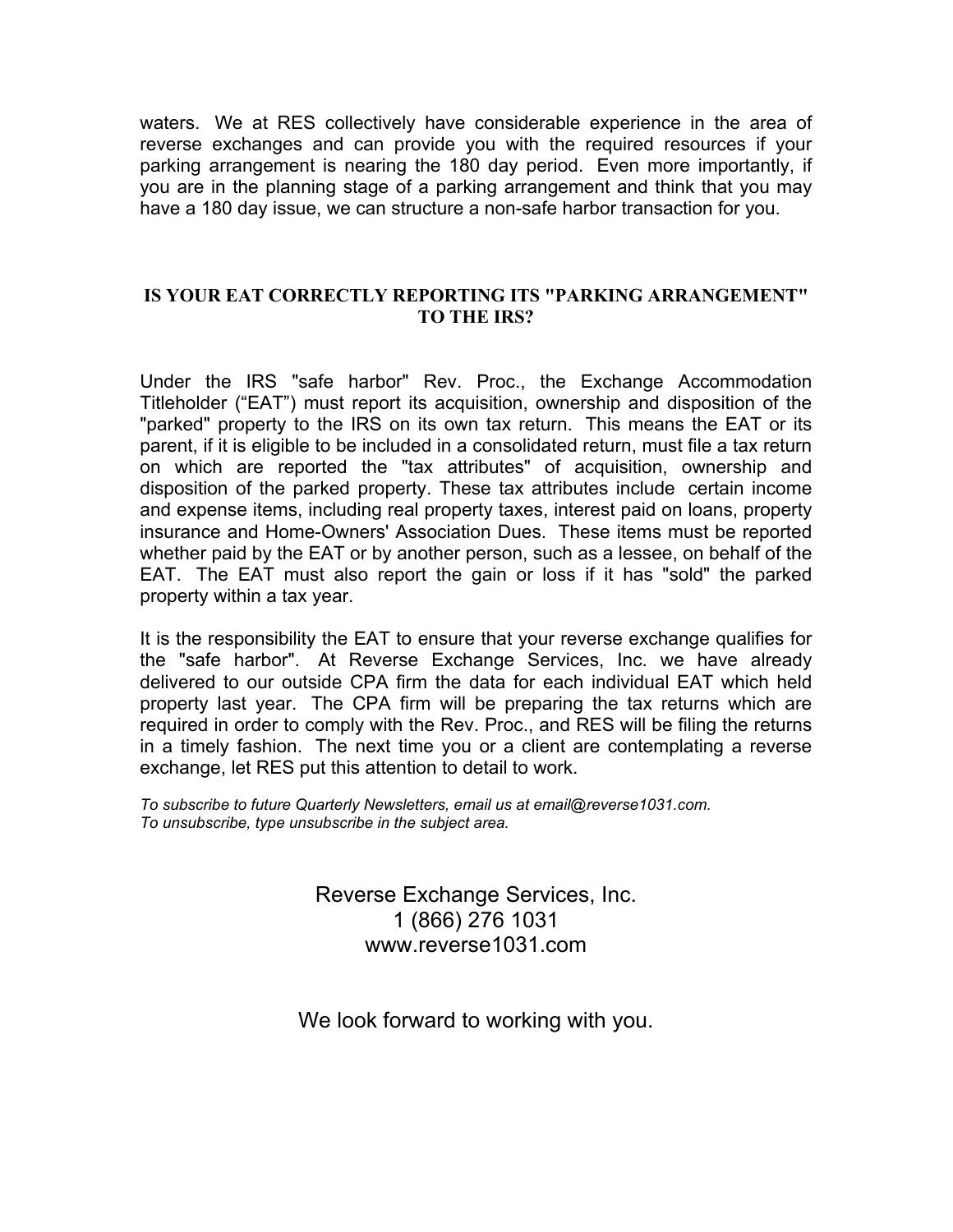waters. We at RES collectively have considerable experience in the area of reverse exchanges and can provide you with the required resources if your parking arrangement is nearing the 180 day period. Even more importantly, if you are in the planning stage of a parking arrangement and think that you may have a 180 day issue, we can structure a non-safe harbor transaction for you.

## IS YOUR EAT CORRECTLY REPORTING ITS "PARKING ARRANGEMENT" TO THE IRS?

Under the IRS "safe harbor" Rev. Proc., the Exchange Accommodation Titleholder (“EAT”) must report its acquisition, ownership and disposition of the "parked" property to the IRS on its own tax return. This means the EAT or its parent, if it is eligible to be included in a consolidated return, must file a tax return on which are reported the "tax attributes" of acquisition, ownership and disposition of the parked property. These tax attributes include certain income and expense items, including real property taxes, interest paid on loans, property insurance and Home-Owners' Association Dues. These items must be reported whether paid by the EAT or by another person, such as a lessee, on behalf of the EAT. The EAT must also report the gain or loss if it has "sold" the parked property within a tax year.

It is the responsibility the EAT to ensure that your reverse exchange qualifies for the "safe harbor". At Reverse Exchange Services, Inc. we have already delivered to our outside CPA firm the data for each individual EAT which held property last year. The CPA firm will be preparing the tax returns which are required in order to comply with the Rev. Proc., and RES will be filing the returns in a timely fashion. The next time you or a client are contemplating a reverse exchange, let RES put this attention to detail to work.

*To subscribe to future Quarterly Newsletters, email us at email@reverse1031.com.*
*To unsubscribe, type unsubscribe in the subject area.*

Reverse Exchange Services, Inc.
1 (866) 276 1031
www.reverse1031.com

We look forward to working with you.